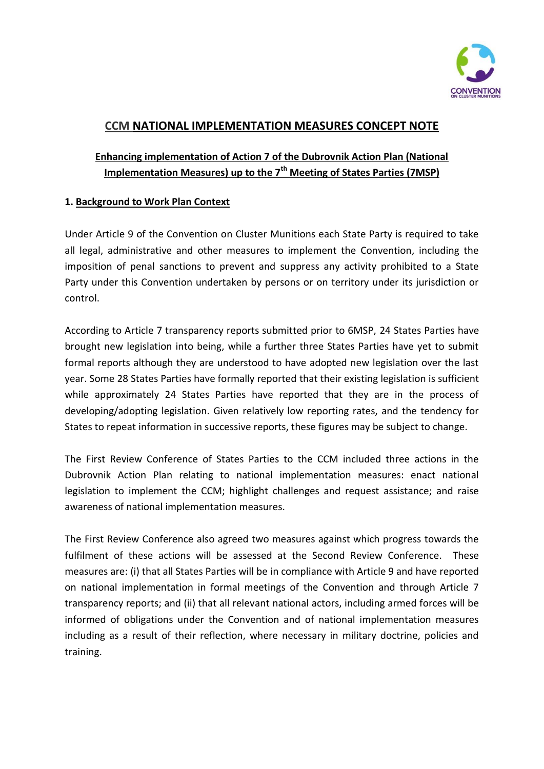# CCM NATIONAL IMPLEMENTATION MEASURES CONCEPT NOTE

## Enhancing implementation of Action 7 of the Dubrovnik Action Plan (National Implementation Measures) up to the 7th Meeting of States Parties (7MSP)

### 1. Background to Work Plan Context

Under Article 9 of the Convention on Cluster Munitions each State Party is required to take all legal, administrative and other measures to implement the Convention, including the imposition of penal sanctions to prevent and suppress any activity prohibited to a State Party under this Convention undertaken by persons or on territory under its jurisdiction or control.

According to Article 7 transparency reports submitted prior to 6MSP, 24 States Parties have brought new legislation into being, while a further three States Parties have yet to submit formal reports although they are understood to have adopted new legislation over the last year. Some 28 States Parties have formally reported that their existing legislation is sufficient while approximately 24 States Parties have reported that they are in the process of developing/adopting legislation. Given relatively low reporting rates, and the tendency for States to repeat information in successive reports, these figures may be subject to change.

The First Review Conference of States Parties to the CCM included three actions in the Dubrovnik Action Plan relating to national implementation measures: enact national legislation to implement the CCM; highlight challenges and request assistance; and raise awareness of national implementation measures.

The First Review Conference also agreed two measures against which progress towards the fulfilment of these actions will be assessed at the Second Review Conference. These measures are: (i) that all States Parties will be in compliance with Article 9 and have reported on national implementation in formal meetings of the Convention and through Article 7 transparency reports; and (ii) that all relevant national actors, including armed forces will be informed of obligations under the Convention and of national implementation measures including as a result of their reflection, where necessary in military doctrine, policies and training.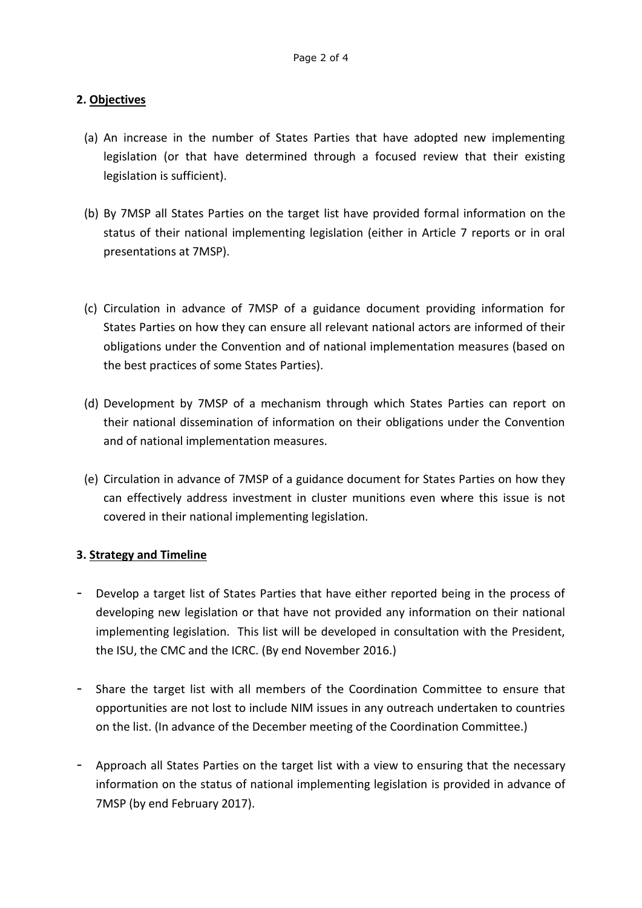## 2. Objectives

(a) An increase in the number of States Parties that have adopted new implementing legislation (or that have determined through a focused review that their existing legislation is sufficient).

(b) By 7MSP all States Parties on the target list have provided formal information on the status of their national implementing legislation (either in Article 7 reports or in oral presentations at 7MSP).

(c) Circulation in advance of 7MSP of a guidance document providing information for States Parties on how they can ensure all relevant national actors are informed of their obligations under the Convention and of national implementation measures (based on the best practices of some States Parties).

(d) Development by 7MSP of a mechanism through which States Parties can report on their national dissemination of information on their obligations under the Convention and of national implementation measures.

(e) Circulation in advance of 7MSP of a guidance document for States Parties on how they can effectively address investment in cluster munitions even where this issue is not covered in their national implementing legislation.

## 3. Strategy and Timeline

- Develop a target list of States Parties that have either reported being in the process of developing new legislation or that have not provided any information on their national implementing legislation. This list will be developed in consultation with the President, the ISU, the CMC and the ICRC. (By end November 2016.)
- Share the target list with all members of the Coordination Committee to ensure that opportunities are not lost to include NIM issues in any outreach undertaken to countries on the list. (In advance of the December meeting of the Coordination Committee.)
- Approach all States Parties on the target list with a view to ensuring that the necessary information on the status of national implementing legislation is provided in advance of 7MSP (by end February 2017).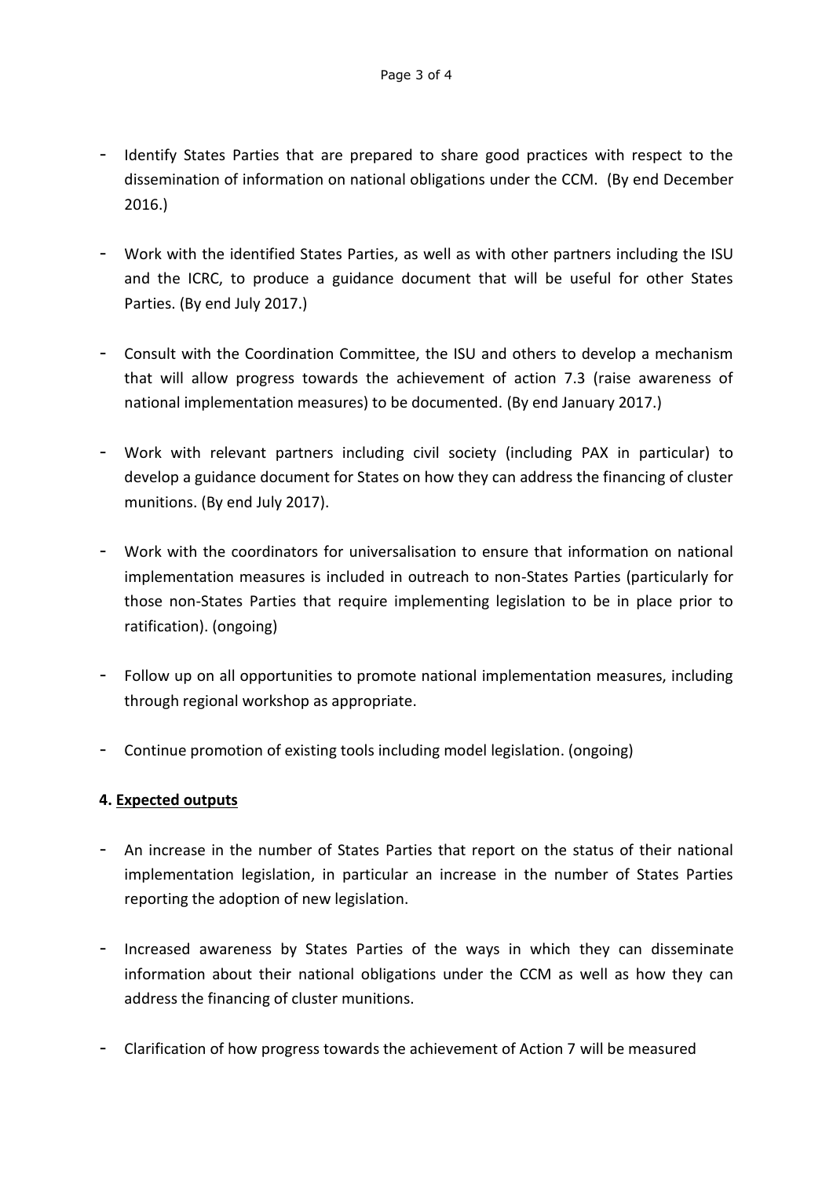- Identify States Parties that are prepared to share good practices with respect to the dissemination of information on national obligations under the CCM. (By end December 2016.)

- Work with the identified States Parties, as well as with other partners including the ISU and the ICRC, to produce a guidance document that will be useful for other States Parties. (By end July 2017.)

- Consult with the Coordination Committee, the ISU and others to develop a mechanism that will allow progress towards the achievement of action 7.3 (raise awareness of national implementation measures) to be documented. (By end January 2017.)

- Work with relevant partners including civil society (including PAX in particular) to develop a guidance document for States on how they can address the financing of cluster munitions. (By end July 2017).

- Work with the coordinators for universalisation to ensure that information on national implementation measures is included in outreach to non-States Parties (particularly for those non-States Parties that require implementing legislation to be in place prior to ratification). (ongoing)

- Follow up on all opportunities to promote national implementation measures, including through regional workshop as appropriate.

- Continue promotion of existing tools including model legislation. (ongoing)

**4. Expected outputs**

- An increase in the number of States Parties that report on the status of their national implementation legislation, in particular an increase in the number of States Parties reporting the adoption of new legislation.

- Increased awareness by States Parties of the ways in which they can disseminate information about their national obligations under the CCM as well as how they can address the financing of cluster munitions.

- Clarification of how progress towards the achievement of Action 7 will be measured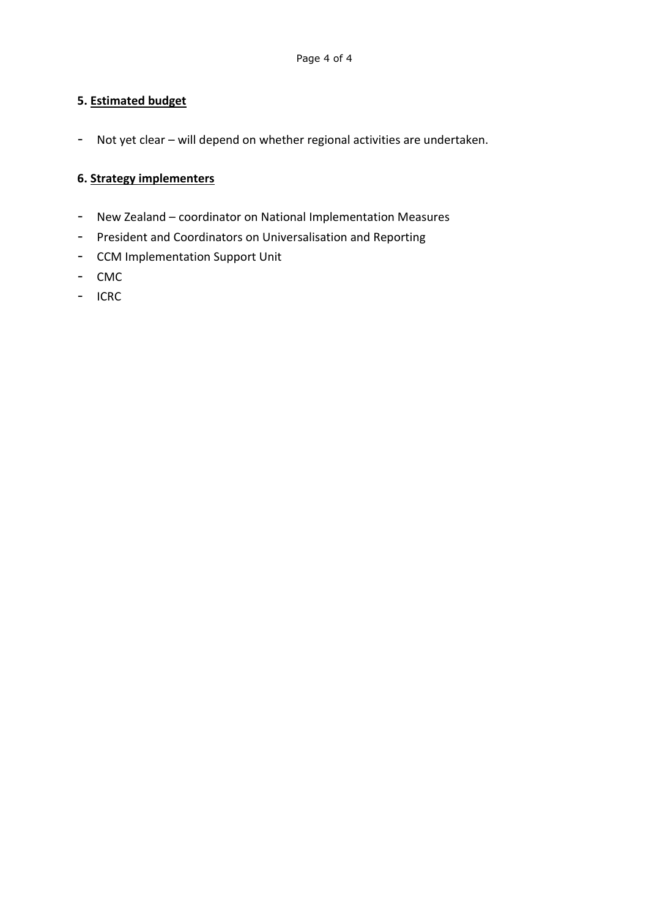## 5. Estimated budget

- Not yet clear – will depend on whether regional activities are undertaken.

## 6. Strategy implementers

- New Zealand – coordinator on National Implementation Measures
- President and Coordinators on Universalisation and Reporting
- CCM Implementation Support Unit
- CMC
- ICRC